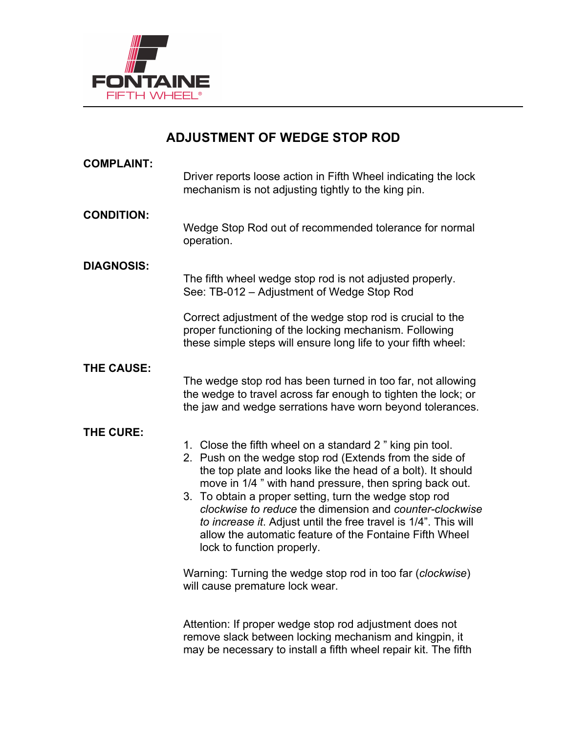FONTAINE
FIFTH WHEEL®

# ADJUSTMENT OF WEDGE STOP ROD

**COMPLAINT:**

Driver reports loose action in Fifth Wheel indicating the lock mechanism is not adjusting tightly to the king pin.

**CONDITION:**

Wedge Stop Rod out of recommended tolerance for normal operation.

**DIAGNOSIS:**

The fifth wheel wedge stop rod is not adjusted properly.
See: TB-012 – Adjustment of Wedge Stop Rod

Correct adjustment of the wedge stop rod is crucial to the proper functioning of the locking mechanism. Following these simple steps will ensure long life to your fifth wheel:

**THE CAUSE:**

The wedge stop rod has been turned in too far, not allowing the wedge to travel across far enough to tighten the lock; or the jaw and wedge serrations have worn beyond tolerances.

**THE CURE:**

1. Close the fifth wheel on a standard 2 " king pin tool.
2. Push on the wedge stop rod (Extends from the side of the top plate and looks like the head of a bolt). It should move in 1/4 " with hand pressure, then spring back out.
3. To obtain a proper setting, turn the wedge stop rod *clockwise to reduce* the dimension and *counter-clockwise to increase it*. Adjust until the free travel is 1/4". This will allow the automatic feature of the Fontaine Fifth Wheel lock to function properly.

Warning: Turning the wedge stop rod in too far (*clockwise*) will cause premature lock wear.

Attention: If proper wedge stop rod adjustment does not remove slack between locking mechanism and kingpin, it may be necessary to install a fifth wheel repair kit. The fifth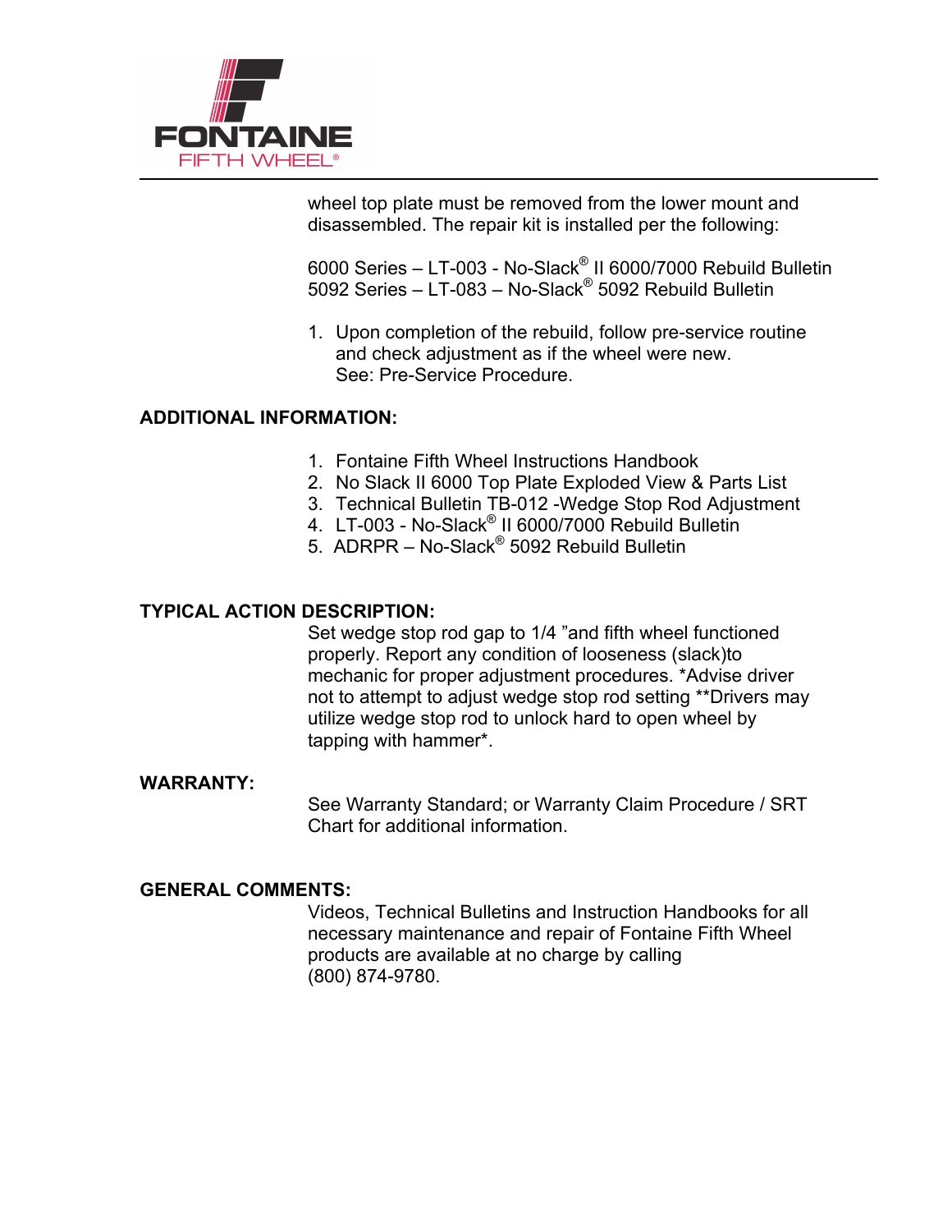wheel top plate must be removed from the lower mount and disassembled. The repair kit is installed per the following:

6000 Series – LT-003 - No-Slack® II 6000/7000 Rebuild Bulletin
5092 Series – LT-083 – No-Slack® 5092 Rebuild Bulletin

1. Upon completion of the rebuild, follow pre-service routine and check adjustment as if the wheel were new.
   See: Pre-Service Procedure.

**ADDITIONAL INFORMATION:**

1. Fontaine Fifth Wheel Instructions Handbook
2. No Slack II 6000 Top Plate Exploded View & Parts List
3. Technical Bulletin TB-012 -Wedge Stop Rod Adjustment
4. LT-003 - No-Slack® II 6000/7000 Rebuild Bulletin
5. ADRPR – No-Slack® 5092 Rebuild Bulletin

**TYPICAL ACTION DESCRIPTION:**

Set wedge stop rod gap to 1/4 ”and fifth wheel functioned properly. Report any condition of looseness (slack)to mechanic for proper adjustment procedures. *Advise driver not to attempt to adjust wedge stop rod setting **Drivers may utilize wedge stop rod to unlock hard to open wheel by tapping with hammer*.

**WARRANTY:**

See Warranty Standard; or Warranty Claim Procedure / SRT Chart for additional information.

**GENERAL COMMENTS:**

Videos, Technical Bulletins and Instruction Handbooks for all necessary maintenance and repair of Fontaine Fifth Wheel products are available at no charge by calling (800) 874-9780.